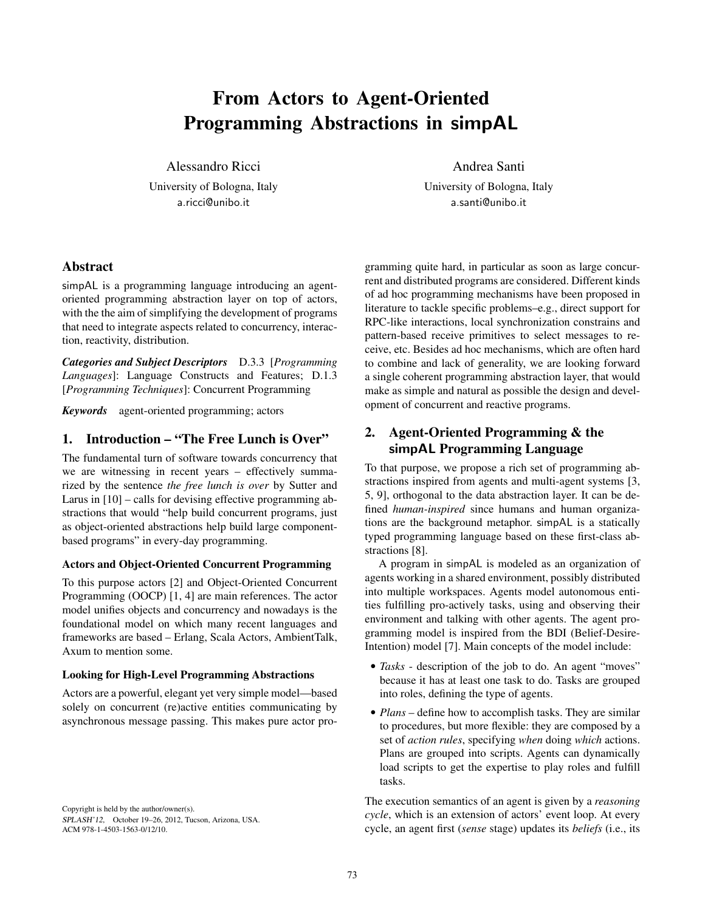# From Actors to Agent-Oriented Programming Abstractions in simpAL

Alessandro Ricci
University of Bologna, Italy
a.ricci@unibo.it

Andrea Santi
University of Bologna, Italy
a.santi@unibo.it

## Abstract

simpAL is a programming language introducing an agent-oriented programming abstraction layer on top of actors, with the the aim of simplifying the development of programs that need to integrate aspects related to concurrency, interaction, reactivity, distribution.

***Categories and Subject Descriptors*** D.3.3 [*Programming Languages*]: Language Constructs and Features; D.1.3 [*Programming Techniques*]: Concurrent Programming

***Keywords*** agent-oriented programming; actors

## 1. Introduction – "The Free Lunch is Over"

The fundamental turn of software towards concurrency that we are witnessing in recent years – effectively summarized by the sentence *the free lunch is over* by Sutter and Larus in [10] – calls for devising effective programming abstractions that would "help build concurrent programs, just as object-oriented abstractions help build large component-based programs" in every-day programming.

### Actors and Object-Oriented Concurrent Programming

To this purpose actors [2] and Object-Oriented Concurrent Programming (OOCP) [1, 4] are main references. The actor model unifies objects and concurrency and nowadays is the foundational model on which many recent languages and frameworks are based – Erlang, Scala Actors, AmbientTalk, Axum to mention some.

### Looking for High-Level Programming Abstractions

Actors are a powerful, elegant yet very simple model—based solely on concurrent (re)active entities communicating by asynchronous message passing. This makes pure actor programming quite hard, in particular as soon as large concurrent and distributed programs are considered. Different kinds of ad hoc programming mechanisms have been proposed in literature to tackle specific problems–e.g., direct support for RPC-like interactions, local synchronization constrains and pattern-based receive primitives to select messages to receive, etc. Besides ad hoc mechanisms, which are often hard to combine and lack of generality, we are looking forward a single coherent programming abstraction layer, that would make as simple and natural as possible the design and development of concurrent and reactive programs.

## 2. Agent-Oriented Programming & the simpAL Programming Language

To that purpose, we propose a rich set of programming abstractions inspired from agents and multi-agent systems [3, 5, 9], orthogonal to the data abstraction layer. It can be defined *human-inspired* since humans and human organizations are the background metaphor. simpAL is a statically typed programming language based on these first-class abstractions [8].

A program in simpAL is modeled as an organization of agents working in a shared environment, possibly distributed into multiple workspaces. Agents model autonomous entities fulfilling pro-actively tasks, using and observing their environment and talking with other agents. The agent programming model is inspired from the BDI (Belief-Desire-Intention) model [7]. Main concepts of the model include:

- *Tasks* - description of the job to do. An agent "moves" because it has at least one task to do. Tasks are grouped into roles, defining the type of agents.
- *Plans* – define how to accomplish tasks. They are similar to procedures, but more flexible: they are composed by a set of *action rules*, specifying *when* doing *which* actions. Plans are grouped into scripts. Agents can dynamically load scripts to get the expertise to play roles and fulfill tasks.

The execution semantics of an agent is given by a *reasoning cycle*, which is an extension of actors' event loop. At every cycle, an agent first (*sense* stage) updates its *beliefs* (i.e., its

Copyright is held by the author/owner(s).
*SPLASH'12*, October 19–26, 2012, Tucson, Arizona, USA.
ACM 978-1-4503-1563-0/12/10.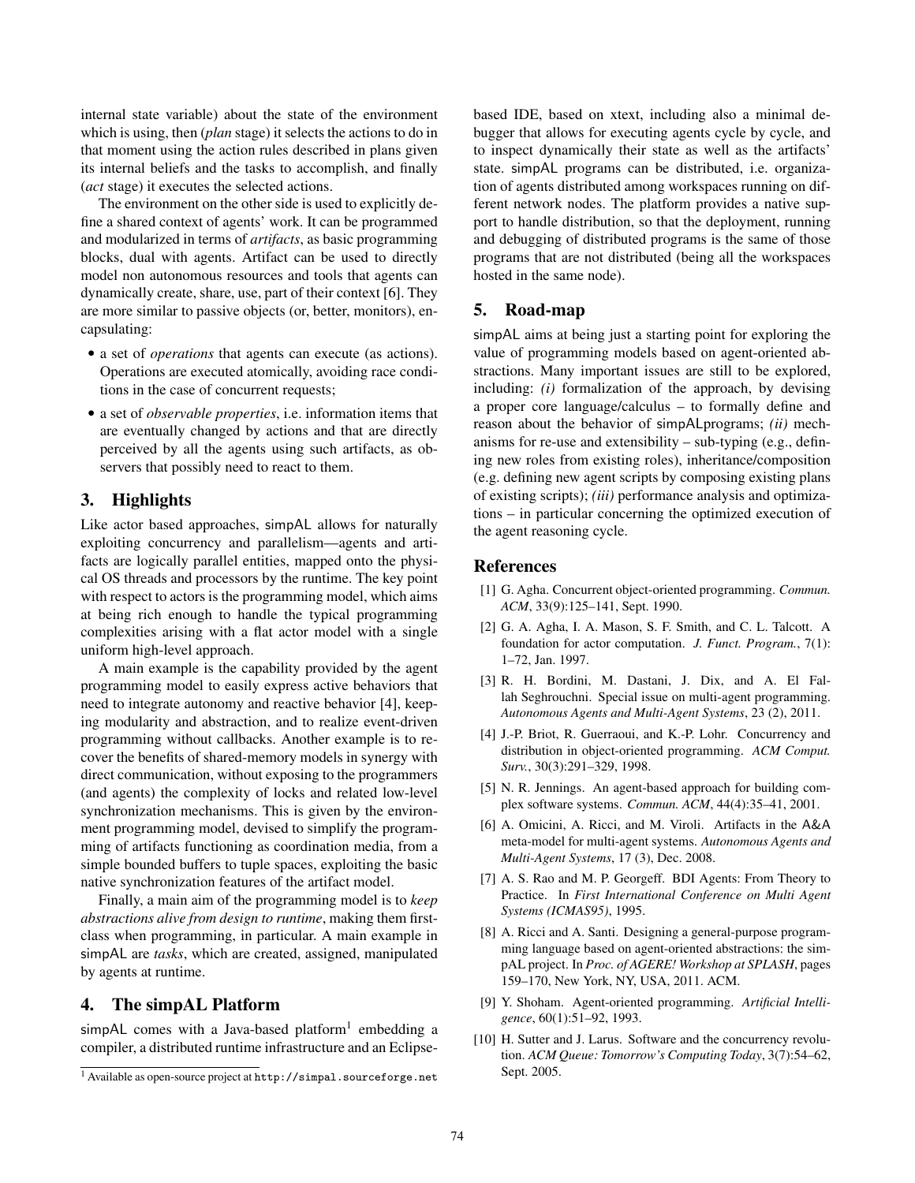internal state variable) about the state of the environment which is using, then (*plan* stage) it selects the actions to do in that moment using the action rules described in plans given its internal beliefs and the tasks to accomplish, and finally (*act* stage) it executes the selected actions.

The environment on the other side is used to explicitly define a shared context of agents' work. It can be programmed and modularized in terms of *artifacts*, as basic programming blocks, dual with agents. Artifact can be used to directly model non autonomous resources and tools that agents can dynamically create, share, use, part of their context [6]. They are more similar to passive objects (or, better, monitors), encapsulating:

- a set of *operations* that agents can execute (as actions). Operations are executed atomically, avoiding race conditions in the case of concurrent requests;
- a set of *observable properties*, i.e. information items that are eventually changed by actions and that are directly perceived by all the agents using such artifacts, as observers that possibly need to react to them.

## 3. Highlights

Like actor based approaches, simpAL allows for naturally exploiting concurrency and parallelism—agents and artifacts are logically parallel entities, mapped onto the physical OS threads and processors by the runtime. The key point with respect to actors is the programming model, which aims at being rich enough to handle the typical programming complexities arising with a flat actor model with a single uniform high-level approach.

A main example is the capability provided by the agent programming model to easily express active behaviors that need to integrate autonomy and reactive behavior [4], keeping modularity and abstraction, and to realize event-driven programming without callbacks. Another example is to recover the benefits of shared-memory models in synergy with direct communication, without exposing to the programmers (and agents) the complexity of locks and related low-level synchronization mechanisms. This is given by the environment programming model, devised to simplify the programming of artifacts functioning as coordination media, from a simple bounded buffers to tuple spaces, exploiting the basic native synchronization features of the artifact model.

Finally, a main aim of the programming model is to *keep abstractions alive from design to runtime*, making them first-class when programming, in particular. A main example in simpAL are *tasks*, which are created, assigned, manipulated by agents at runtime.

## 4. The simpAL Platform

simpAL comes with a Java-based platform[1] embedding a compiler, a distributed runtime infrastructure and an Eclipse-based IDE, based on xtext, including also a minimal debugger that allows for executing agents cycle by cycle, and to inspect dynamically their state as well as the artifacts' state. simpAL programs can be distributed, i.e. organization of agents distributed among workspaces running on different network nodes. The platform provides a native support to handle distribution, so that the deployment, running and debugging of distributed programs is the same of those programs that are not distributed (being all the workspaces hosted in the same node).

[1] Available as open-source project at `http://simpal.sourceforge.net`

## 5. Road-map

simpAL aims at being just a starting point for exploring the value of programming models based on agent-oriented abstractions. Many important issues are still to be explored, including: *(i)* formalization of the approach, by devising a proper core language/calculus – to formally define and reason about the behavior of simpALprograms; *(ii)* mechanisms for re-use and extensibility – sub-typing (e.g., defining new roles from existing roles), inheritance/composition (e.g. defining new agent scripts by composing existing plans of existing scripts); *(iii)* performance analysis and optimizations – in particular concerning the optimized execution of the agent reasoning cycle.

## References

[1] G. Agha. Concurrent object-oriented programming. *Commun. ACM*, 33(9):125–141, Sept. 1990.

[2] G. A. Agha, I. A. Mason, S. F. Smith, and C. L. Talcott. A foundation for actor computation. *J. Funct. Program.*, 7(1): 1–72, Jan. 1997.

[3] R. H. Bordini, M. Dastani, J. Dix, and A. El Fallah Seghrouchni. Special issue on multi-agent programming. *Autonomous Agents and Multi-Agent Systems*, 23 (2), 2011.

[4] J.-P. Briot, R. Guerraoui, and K.-P. Lohr. Concurrency and distribution in object-oriented programming. *ACM Comput. Surv.*, 30(3):291–329, 1998.

[5] N. R. Jennings. An agent-based approach for building complex software systems. *Commun. ACM*, 44(4):35–41, 2001.

[6] A. Omicini, A. Ricci, and M. Viroli. Artifacts in the A&A meta-model for multi-agent systems. *Autonomous Agents and Multi-Agent Systems*, 17 (3), Dec. 2008.

[7] A. S. Rao and M. P. Georgeff. BDI Agents: From Theory to Practice. In *First International Conference on Multi Agent Systems (ICMAS95)*, 1995.

[8] A. Ricci and A. Santi. Designing a general-purpose programming language based on agent-oriented abstractions: the simpAL project. In *Proc. of AGERE! Workshop at SPLASH*, pages 159–170, New York, NY, USA, 2011. ACM.

[9] Y. Shoham. Agent-oriented programming. *Artificial Intelligence*, 60(1):51–92, 1993.

[10] H. Sutter and J. Larus. Software and the concurrency revolution. *ACM Queue: Tomorrow's Computing Today*, 3(7):54–62, Sept. 2005.